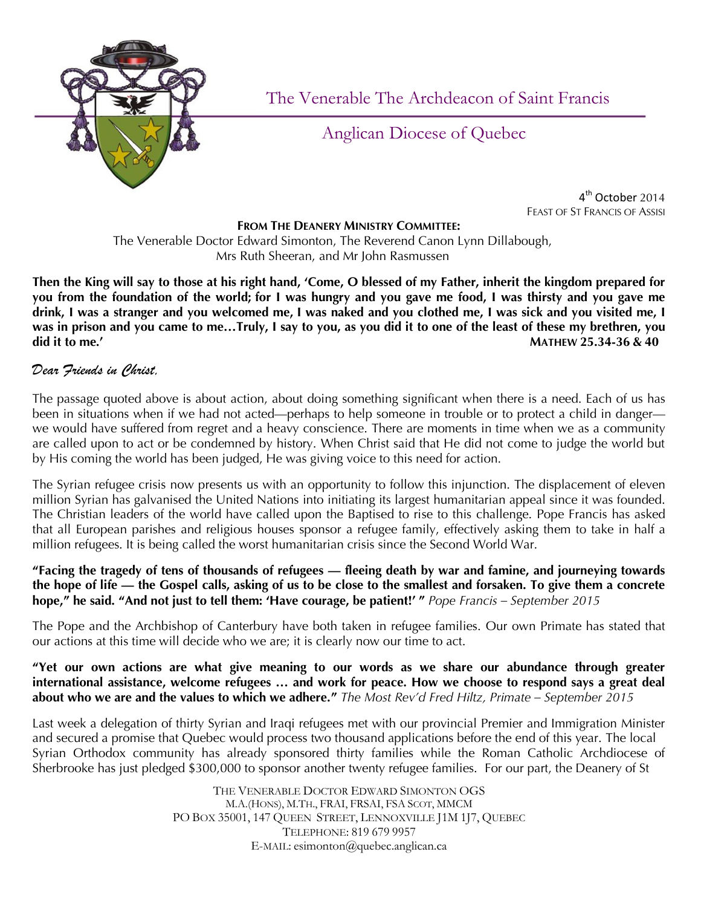# The Venerable The Archdeacon of Saint Francis

## Anglican Diocese of Quebec

4th October 2014
FEAST OF ST FRANCIS OF ASSISI

**FROM THE DEANERY MINISTRY COMMITTEE:**
The Venerable Doctor Edward Simonton, The Reverend Canon Lynn Dillabough,
Mrs Ruth Sheeran, and Mr John Rasmussen

**Then the King will say to those at his right hand, 'Come, O blessed of my Father, inherit the kingdom prepared for you from the foundation of the world; for I was hungry and you gave me food, I was thirsty and you gave me drink, I was a stranger and you welcomed me, I was naked and you clothed me, I was sick and you visited me, I was in prison and you came to me…Truly, I say to you, as you did it to one of the least of these my brethren, you did it to me.'** **MATHEW 25.34-36 & 40**

*Dear Friends in Christ,*

The passage quoted above is about action, about doing something significant when there is a need. Each of us has been in situations when if we had not acted—perhaps to help someone in trouble or to protect a child in danger—we would have suffered from regret and a heavy conscience. There are moments in time when we as a community are called upon to act or be condemned by history. When Christ said that He did not come to judge the world but by His coming the world has been judged, He was giving voice to this need for action.

The Syrian refugee crisis now presents us with an opportunity to follow this injunction. The displacement of eleven million Syrian has galvanised the United Nations into initiating its largest humanitarian appeal since it was founded. The Christian leaders of the world have called upon the Baptised to rise to this challenge. Pope Francis has asked that all European parishes and religious houses sponsor a refugee family, effectively asking them to take in half a million refugees. It is being called the worst humanitarian crisis since the Second World War.

**"Facing the tragedy of tens of thousands of refugees — fleeing death by war and famine, and journeying towards the hope of life — the Gospel calls, asking of us to be close to the smallest and forsaken. To give them a concrete hope," he said. "And not just to tell them: 'Have courage, be patient!' "** *Pope Francis – September 2015*

The Pope and the Archbishop of Canterbury have both taken in refugee families. Our own Primate has stated that our actions at this time will decide who we are; it is clearly now our time to act.

**"Yet our own actions are what give meaning to our words as we share our abundance through greater international assistance, welcome refugees … and work for peace. How we choose to respond says a great deal about who we are and the values to which we adhere."** *The Most Rev'd Fred Hiltz, Primate – September 2015*

Last week a delegation of thirty Syrian and Iraqi refugees met with our provincial Premier and Immigration Minister and secured a promise that Quebec would process two thousand applications before the end of this year. The local Syrian Orthodox community has already sponsored thirty families while the Roman Catholic Archdiocese of Sherbrooke has just pledged $300,000 to sponsor another twenty refugee families. For our part, the Deanery of St

THE VENERABLE DOCTOR EDWARD SIMONTON OGS
M.A.(HONS), M.TH., FRAI, FRSAI, FSA SCOT, MMCM
PO BOX 35001, 147 QUEEN STREET, LENNOXVILLE J1M 1J7, QUEBEC
TELEPHONE: 819 679 9957
E-MAIL: esimonton@quebec.anglican.ca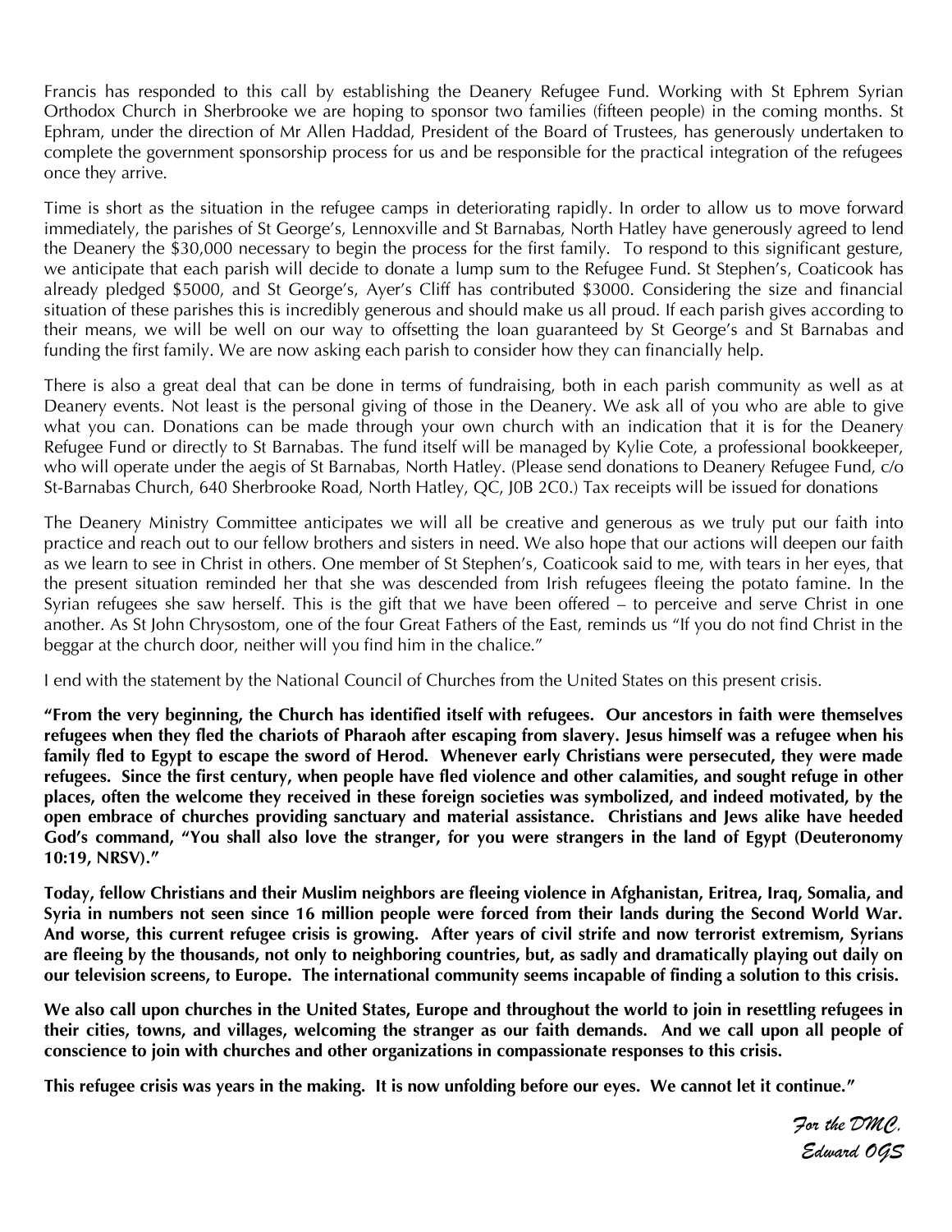Francis has responded to this call by establishing the Deanery Refugee Fund. Working with St Ephrem Syrian Orthodox Church in Sherbrooke we are hoping to sponsor two families (fifteen people) in the coming months. St Ephram, under the direction of Mr Allen Haddad, President of the Board of Trustees, has generously undertaken to complete the government sponsorship process for us and be responsible for the practical integration of the refugees once they arrive.

Time is short as the situation in the refugee camps in deteriorating rapidly. In order to allow us to move forward immediately, the parishes of St George's, Lennoxville and St Barnabas, North Hatley have generously agreed to lend the Deanery the $30,000 necessary to begin the process for the first family. To respond to this significant gesture, we anticipate that each parish will decide to donate a lump sum to the Refugee Fund. St Stephen's, Coaticook has already pledged $5000, and St George's, Ayer's Cliff has contributed $3000. Considering the size and financial situation of these parishes this is incredibly generous and should make us all proud. If each parish gives according to their means, we will be well on our way to offsetting the loan guaranteed by St George's and St Barnabas and funding the first family. We are now asking each parish to consider how they can financially help.

There is also a great deal that can be done in terms of fundraising, both in each parish community as well as at Deanery events. Not least is the personal giving of those in the Deanery. We ask all of you who are able to give what you can. Donations can be made through your own church with an indication that it is for the Deanery Refugee Fund or directly to St Barnabas. The fund itself will be managed by Kylie Cote, a professional bookkeeper, who will operate under the aegis of St Barnabas, North Hatley. (Please send donations to Deanery Refugee Fund, c/o St-Barnabas Church, 640 Sherbrooke Road, North Hatley, QC, J0B 2C0.) Tax receipts will be issued for donations

The Deanery Ministry Committee anticipates we will all be creative and generous as we truly put our faith into practice and reach out to our fellow brothers and sisters in need. We also hope that our actions will deepen our faith as we learn to see in Christ in others. One member of St Stephen's, Coaticook said to me, with tears in her eyes, that the present situation reminded her that she was descended from Irish refugees fleeing the potato famine. In the Syrian refugees she saw herself. This is the gift that we have been offered – to perceive and serve Christ in one another. As St John Chrysostom, one of the four Great Fathers of the East, reminds us "If you do not find Christ in the beggar at the church door, neither will you find him in the chalice."

I end with the statement by the National Council of Churches from the United States on this present crisis.

**"From the very beginning, the Church has identified itself with refugees. Our ancestors in faith were themselves refugees when they fled the chariots of Pharaoh after escaping from slavery. Jesus himself was a refugee when his family fled to Egypt to escape the sword of Herod. Whenever early Christians were persecuted, they were made refugees. Since the first century, when people have fled violence and other calamities, and sought refuge in other places, often the welcome they received in these foreign societies was symbolized, and indeed motivated, by the open embrace of churches providing sanctuary and material assistance. Christians and Jews alike have heeded God's command, "You shall also love the stranger, for you were strangers in the land of Egypt (Deuteronomy 10:19, NRSV)."**

**Today, fellow Christians and their Muslim neighbors are fleeing violence in Afghanistan, Eritrea, Iraq, Somalia, and Syria in numbers not seen since 16 million people were forced from their lands during the Second World War. And worse, this current refugee crisis is growing. After years of civil strife and now terrorist extremism, Syrians are fleeing by the thousands, not only to neighboring countries, but, as sadly and dramatically playing out daily on our television screens, to Europe. The international community seems incapable of finding a solution to this crisis.**

**We also call upon churches in the United States, Europe and throughout the world to join in resettling refugees in their cities, towns, and villages, welcoming the stranger as our faith demands. And we call upon all people of conscience to join with churches and other organizations in compassionate responses to this crisis.**

**This refugee crisis was years in the making. It is now unfolding before our eyes. We cannot let it continue."**

*For the DMC,*
*Edward OGS*